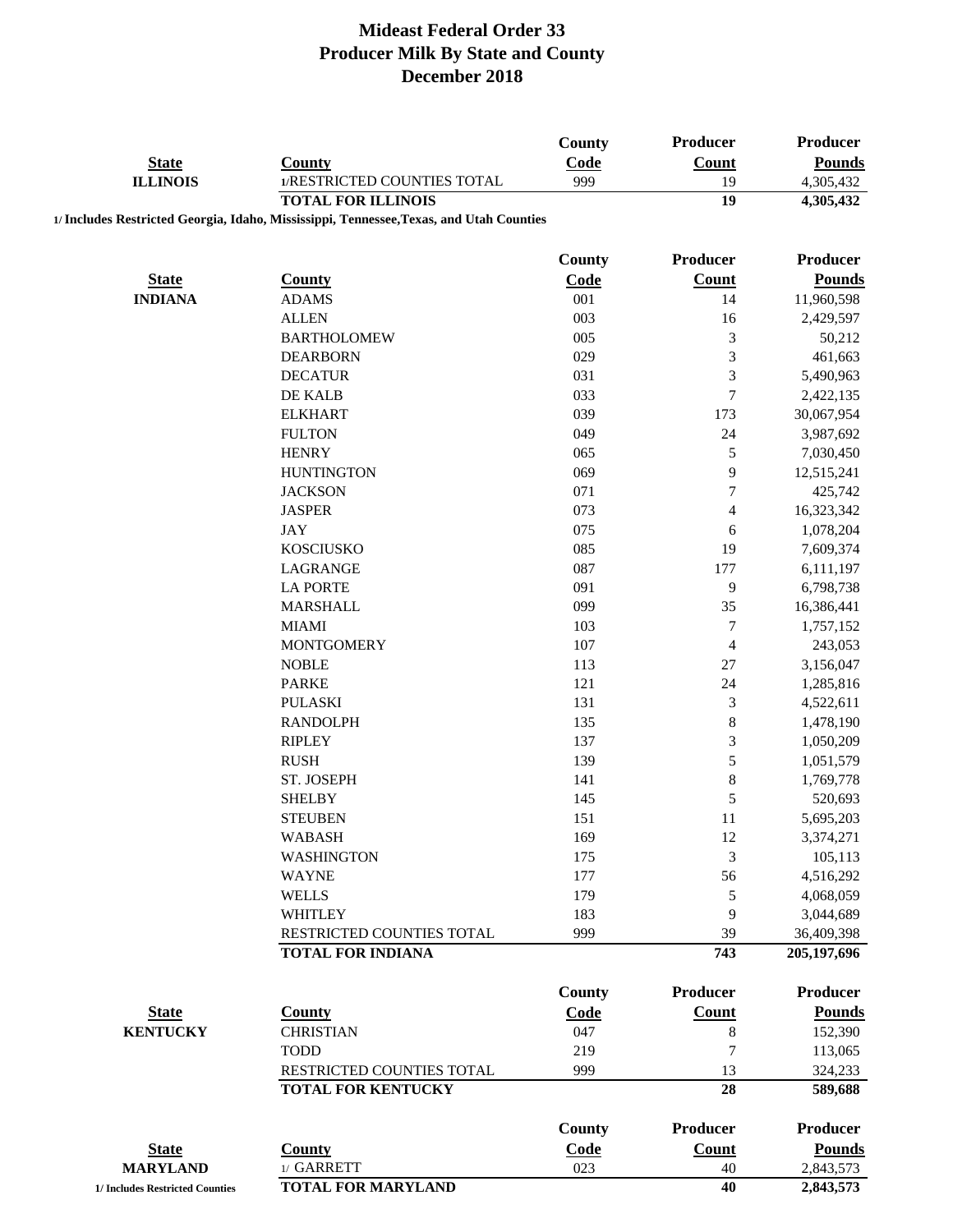# Mideast Federal Order 33
## Producer Milk By State and County
## December 2018

| State | County | County Code | Producer Count | Producer Pounds |
|---|---|---|---|---|
| ILLINOIS | 1/RESTRICTED COUNTIES TOTAL | 999 | 19 | 4,305,432 |
| | **TOTAL FOR ILLINOIS** | | **19** | **4,305,432** |

**1/ Includes Restricted Georgia, Idaho, Mississippi, Tennessee,Texas, and Utah Counties**

| State | County | County Code | Producer Count | Producer Pounds |
|---|---|---|---|---|
| INDIANA | ADAMS | 001 | 14 | 11,960,598 |
| | ALLEN | 003 | 16 | 2,429,597 |
| | BARTHOLOMEW | 005 | 3 | 50,212 |
| | DEARBORN | 029 | 3 | 461,663 |
| | DECATUR | 031 | 3 | 5,490,963 |
| | DE KALB | 033 | 7 | 2,422,135 |
| | ELKHART | 039 | 173 | 30,067,954 |
| | FULTON | 049 | 24 | 3,987,692 |
| | HENRY | 065 | 5 | 7,030,450 |
| | HUNTINGTON | 069 | 9 | 12,515,241 |
| | JACKSON | 071 | 7 | 425,742 |
| | JASPER | 073 | 4 | 16,323,342 |
| | JAY | 075 | 6 | 1,078,204 |
| | KOSCIUSKO | 085 | 19 | 7,609,374 |
| | LAGRANGE | 087 | 177 | 6,111,197 |
| | LA PORTE | 091 | 9 | 6,798,738 |
| | MARSHALL | 099 | 35 | 16,386,441 |
| | MIAMI | 103 | 7 | 1,757,152 |
| | MONTGOMERY | 107 | 4 | 243,053 |
| | NOBLE | 113 | 27 | 3,156,047 |
| | PARKE | 121 | 24 | 1,285,816 |
| | PULASKI | 131 | 3 | 4,522,611 |
| | RANDOLPH | 135 | 8 | 1,478,190 |
| | RIPLEY | 137 | 3 | 1,050,209 |
| | RUSH | 139 | 5 | 1,051,579 |
| | ST. JOSEPH | 141 | 8 | 1,769,778 |
| | SHELBY | 145 | 5 | 520,693 |
| | STEUBEN | 151 | 11 | 5,695,203 |
| | WABASH | 169 | 12 | 3,374,271 |
| | WASHINGTON | 175 | 3 | 105,113 |
| | WAYNE | 177 | 56 | 4,516,292 |
| | WELLS | 179 | 5 | 4,068,059 |
| | WHITLEY | 183 | 9 | 3,044,689 |
| | RESTRICTED COUNTIES TOTAL | 999 | 39 | 36,409,398 |
| | **TOTAL FOR INDIANA** | | **743** | **205,197,696** |

| State | County | County Code | Producer Count | Producer Pounds |
|---|---|---|---|---|
| KENTUCKY | CHRISTIAN | 047 | 8 | 152,390 |
| | TODD | 219 | 7 | 113,065 |
| | RESTRICTED COUNTIES TOTAL | 999 | 13 | 324,233 |
| | **TOTAL FOR KENTUCKY** | | **28** | **589,688** |

| State | County | County Code | Producer Count | Producer Pounds |
|---|---|---|---|---|
| MARYLAND | 1/ GARRETT | 023 | 40 | 2,843,573 |
| | **TOTAL FOR MARYLAND** | | **40** | **2,843,573** |

**1/ Includes Restricted Counties**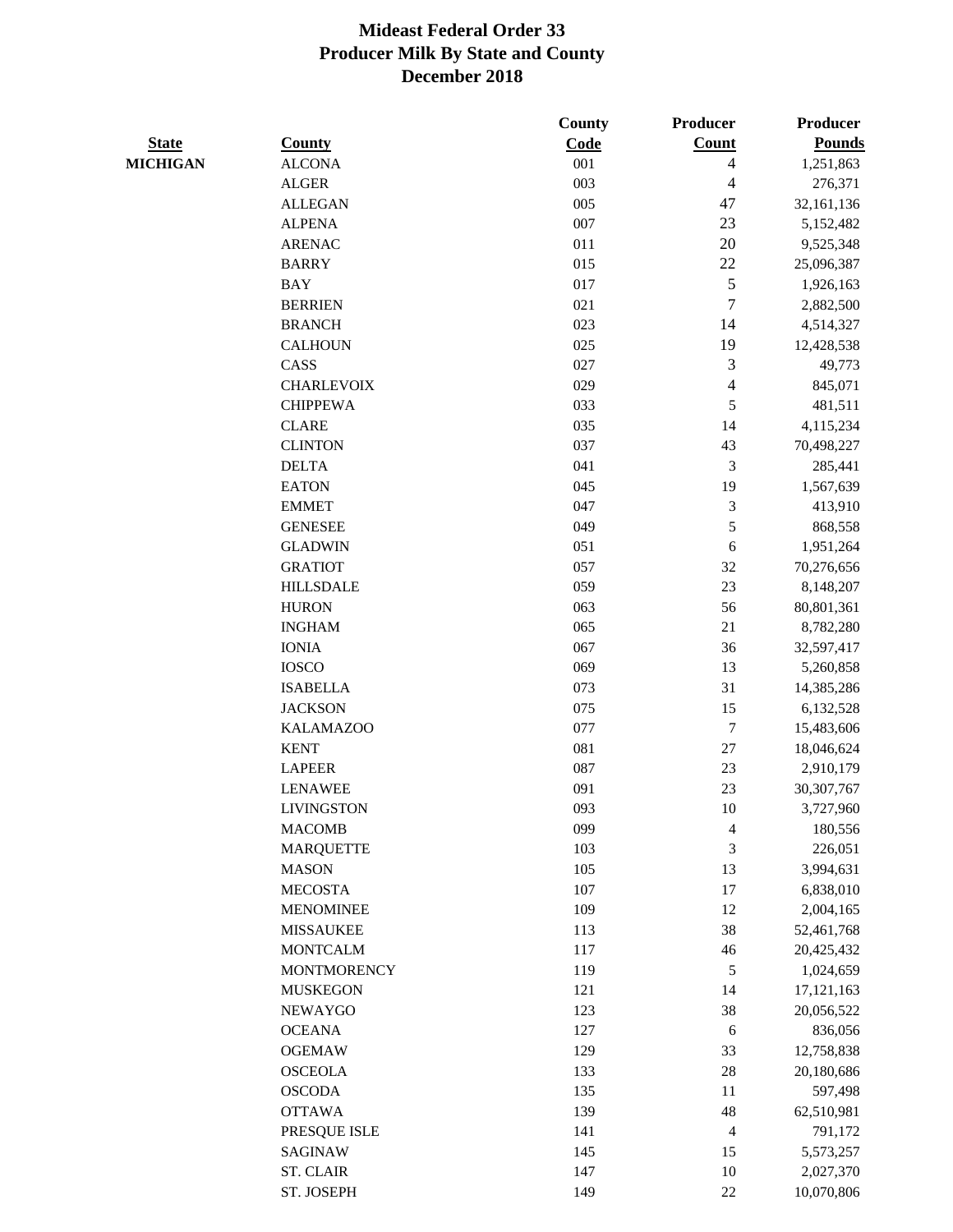# Mideast Federal Order 33
## Producer Milk By State and County
## December 2018

| State | County | County Code | Producer Count | Producer Pounds |
|---|---|---|---|---|
| MICHIGAN | ALCONA | 001 | 4 | 1,251,863 |
| | ALGER | 003 | 4 | 276,371 |
| | ALLEGAN | 005 | 47 | 32,161,136 |
| | ALPENA | 007 | 23 | 5,152,482 |
| | ARENAC | 011 | 20 | 9,525,348 |
| | BARRY | 015 | 22 | 25,096,387 |
| | BAY | 017 | 5 | 1,926,163 |
| | BERRIEN | 021 | 7 | 2,882,500 |
| | BRANCH | 023 | 14 | 4,514,327 |
| | CALHOUN | 025 | 19 | 12,428,538 |
| | CASS | 027 | 3 | 49,773 |
| | CHARLEVOIX | 029 | 4 | 845,071 |
| | CHIPPEWA | 033 | 5 | 481,511 |
| | CLARE | 035 | 14 | 4,115,234 |
| | CLINTON | 037 | 43 | 70,498,227 |
| | DELTA | 041 | 3 | 285,441 |
| | EATON | 045 | 19 | 1,567,639 |
| | EMMET | 047 | 3 | 413,910 |
| | GENESEE | 049 | 5 | 868,558 |
| | GLADWIN | 051 | 6 | 1,951,264 |
| | GRATIOT | 057 | 32 | 70,276,656 |
| | HILLSDALE | 059 | 23 | 8,148,207 |
| | HURON | 063 | 56 | 80,801,361 |
| | INGHAM | 065 | 21 | 8,782,280 |
| | IONIA | 067 | 36 | 32,597,417 |
| | IOSCO | 069 | 13 | 5,260,858 |
| | ISABELLA | 073 | 31 | 14,385,286 |
| | JACKSON | 075 | 15 | 6,132,528 |
| | KALAMAZOO | 077 | 7 | 15,483,606 |
| | KENT | 081 | 27 | 18,046,624 |
| | LAPEER | 087 | 23 | 2,910,179 |
| | LENAWEE | 091 | 23 | 30,307,767 |
| | LIVINGSTON | 093 | 10 | 3,727,960 |
| | MACOMB | 099 | 4 | 180,556 |
| | MARQUETTE | 103 | 3 | 226,051 |
| | MASON | 105 | 13 | 3,994,631 |
| | MECOSTA | 107 | 17 | 6,838,010 |
| | MENOMINEE | 109 | 12 | 2,004,165 |
| | MISSAUKEE | 113 | 38 | 52,461,768 |
| | MONTCALM | 117 | 46 | 20,425,432 |
| | MONTMORENCY | 119 | 5 | 1,024,659 |
| | MUSKEGON | 121 | 14 | 17,121,163 |
| | NEWAYGO | 123 | 38 | 20,056,522 |
| | OCEANA | 127 | 6 | 836,056 |
| | OGEMAW | 129 | 33 | 12,758,838 |
| | OSCEOLA | 133 | 28 | 20,180,686 |
| | OSCODA | 135 | 11 | 597,498 |
| | OTTAWA | 139 | 48 | 62,510,981 |
| | PRESQUE ISLE | 141 | 4 | 791,172 |
| | SAGINAW | 145 | 15 | 5,573,257 |
| | ST. CLAIR | 147 | 10 | 2,027,370 |
| | ST. JOSEPH | 149 | 22 | 10,070,806 |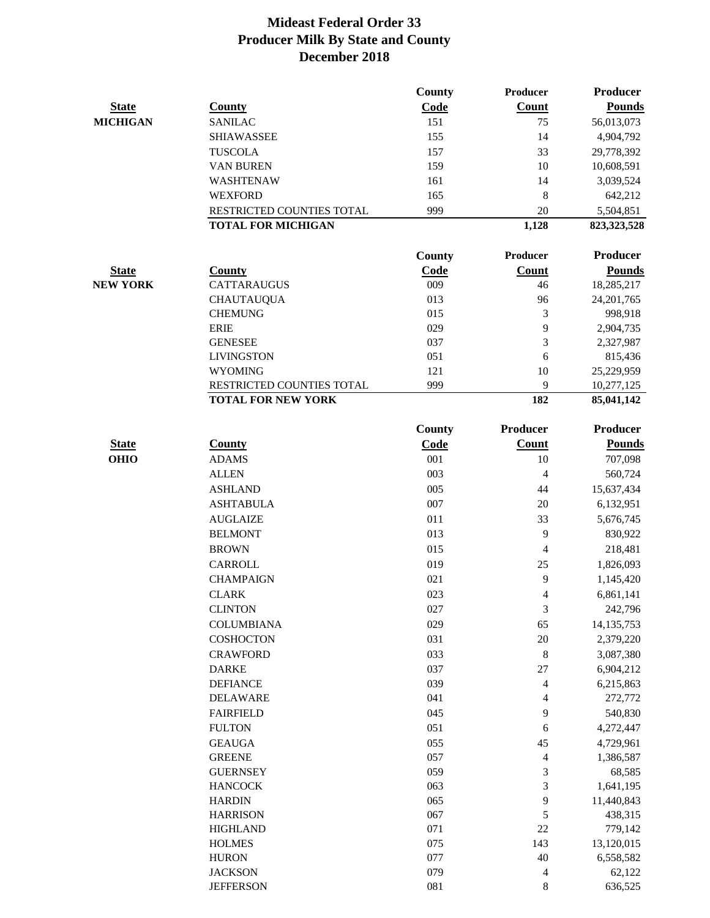# Mideast Federal Order 33
## Producer Milk By State and County
## December 2018

| State | County | County Code | Producer Count | Producer Pounds |
|---|---|---|---|---|
| **MICHIGAN** | SANILAC | 151 | 75 | 56,013,073 |
| | SHIAWASSEE | 155 | 14 | 4,904,792 |
| | TUSCOLA | 157 | 33 | 29,778,392 |
| | VAN BUREN | 159 | 10 | 10,608,591 |
| | WASHTENAW | 161 | 14 | 3,039,524 |
| | WEXFORD | 165 | 8 | 642,212 |
| | RESTRICTED COUNTIES TOTAL | 999 | 20 | 5,504,851 |
| | **TOTAL FOR MICHIGAN** | | **1,128** | **823,323,528** |

| State | County | County Code | Producer Count | Producer Pounds |
|---|---|---|---|---|
| **NEW YORK** | CATTARAUGUS | 009 | 46 | 18,285,217 |
| | CHAUTAUQUA | 013 | 96 | 24,201,765 |
| | CHEMUNG | 015 | 3 | 998,918 |
| | ERIE | 029 | 9 | 2,904,735 |
| | GENESEE | 037 | 3 | 2,327,987 |
| | LIVINGSTON | 051 | 6 | 815,436 |
| | WYOMING | 121 | 10 | 25,229,959 |
| | RESTRICTED COUNTIES TOTAL | 999 | 9 | 10,277,125 |
| | **TOTAL FOR NEW YORK** | | **182** | **85,041,142** |

| State | County | County Code | Producer Count | Producer Pounds |
|---|---|---|---|---|
| **OHIO** | ADAMS | 001 | 10 | 707,098 |
| | ALLEN | 003 | 4 | 560,724 |
| | ASHLAND | 005 | 44 | 15,637,434 |
| | ASHTABULA | 007 | 20 | 6,132,951 |
| | AUGLAIZE | 011 | 33 | 5,676,745 |
| | BELMONT | 013 | 9 | 830,922 |
| | BROWN | 015 | 4 | 218,481 |
| | CARROLL | 019 | 25 | 1,826,093 |
| | CHAMPAIGN | 021 | 9 | 1,145,420 |
| | CLARK | 023 | 4 | 6,861,141 |
| | CLINTON | 027 | 3 | 242,796 |
| | COLUMBIANA | 029 | 65 | 14,135,753 |
| | COSHOCTON | 031 | 20 | 2,379,220 |
| | CRAWFORD | 033 | 8 | 3,087,380 |
| | DARKE | 037 | 27 | 6,904,212 |
| | DEFIANCE | 039 | 4 | 6,215,863 |
| | DELAWARE | 041 | 4 | 272,772 |
| | FAIRFIELD | 045 | 9 | 540,830 |
| | FULTON | 051 | 6 | 4,272,447 |
| | GEAUGA | 055 | 45 | 4,729,961 |
| | GREENE | 057 | 4 | 1,386,587 |
| | GUERNSEY | 059 | 3 | 68,585 |
| | HANCOCK | 063 | 3 | 1,641,195 |
| | HARDIN | 065 | 9 | 11,440,843 |
| | HARRISON | 067 | 5 | 438,315 |
| | HIGHLAND | 071 | 22 | 779,142 |
| | HOLMES | 075 | 143 | 13,120,015 |
| | HURON | 077 | 40 | 6,558,582 |
| | JACKSON | 079 | 4 | 62,122 |
| | JEFFERSON | 081 | 8 | 636,525 |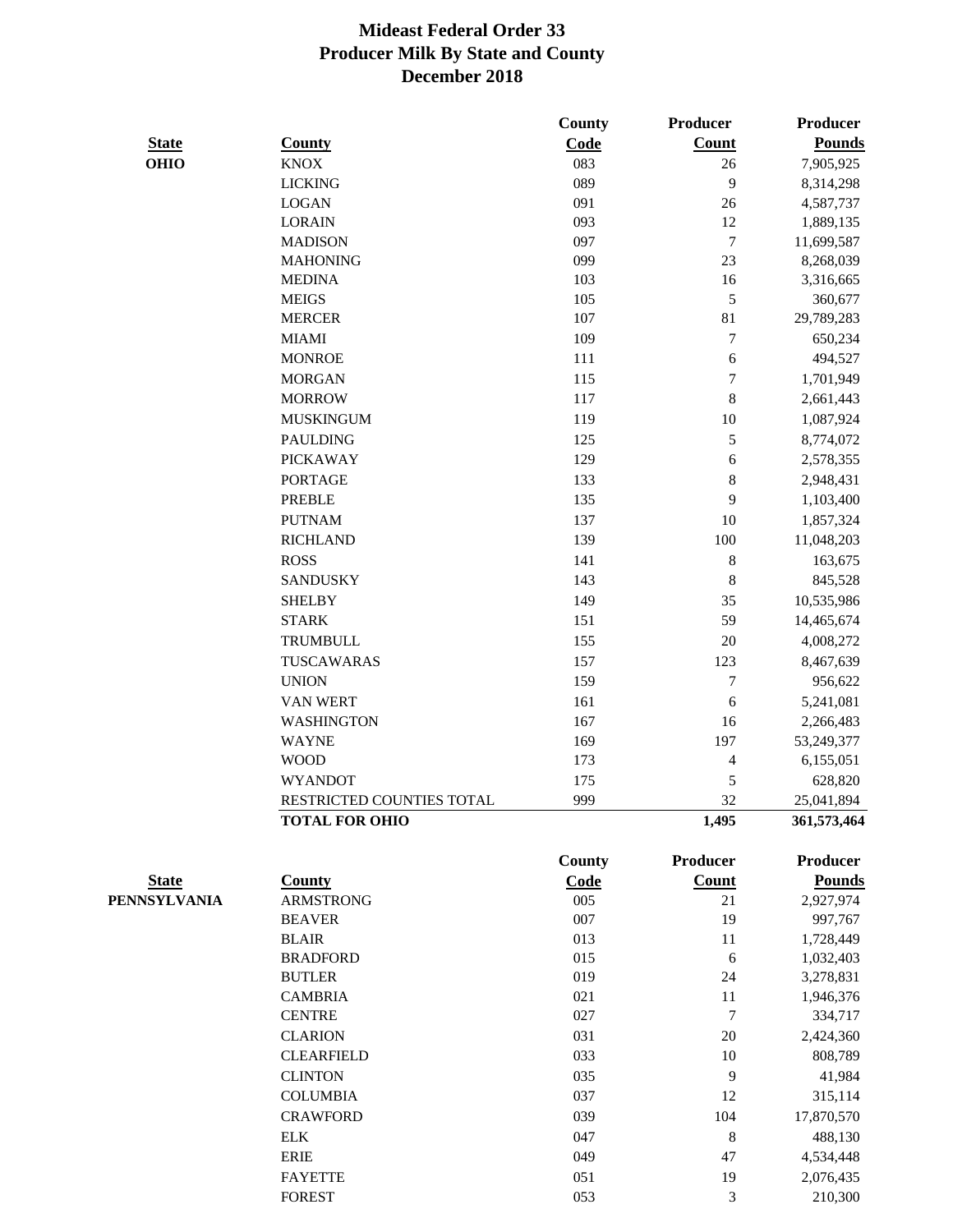# Mideast Federal Order 33
## Producer Milk By State and County
## December 2018

| State | County | County Code | Producer Count | Producer Pounds |
|---|---|---|---|---|
| OHIO | KNOX | 083 | 26 | 7,905,925 |
| | LICKING | 089 | 9 | 8,314,298 |
| | LOGAN | 091 | 26 | 4,587,737 |
| | LORAIN | 093 | 12 | 1,889,135 |
| | MADISON | 097 | 7 | 11,699,587 |
| | MAHONING | 099 | 23 | 8,268,039 |
| | MEDINA | 103 | 16 | 3,316,665 |
| | MEIGS | 105 | 5 | 360,677 |
| | MERCER | 107 | 81 | 29,789,283 |
| | MIAMI | 109 | 7 | 650,234 |
| | MONROE | 111 | 6 | 494,527 |
| | MORGAN | 115 | 7 | 1,701,949 |
| | MORROW | 117 | 8 | 2,661,443 |
| | MUSKINGUM | 119 | 10 | 1,087,924 |
| | PAULDING | 125 | 5 | 8,774,072 |
| | PICKAWAY | 129 | 6 | 2,578,355 |
| | PORTAGE | 133 | 8 | 2,948,431 |
| | PREBLE | 135 | 9 | 1,103,400 |
| | PUTNAM | 137 | 10 | 1,857,324 |
| | RICHLAND | 139 | 100 | 11,048,203 |
| | ROSS | 141 | 8 | 163,675 |
| | SANDUSKY | 143 | 8 | 845,528 |
| | SHELBY | 149 | 35 | 10,535,986 |
| | STARK | 151 | 59 | 14,465,674 |
| | TRUMBULL | 155 | 20 | 4,008,272 |
| | TUSCAWARAS | 157 | 123 | 8,467,639 |
| | UNION | 159 | 7 | 956,622 |
| | VAN WERT | 161 | 6 | 5,241,081 |
| | WASHINGTON | 167 | 16 | 2,266,483 |
| | WAYNE | 169 | 197 | 53,249,377 |
| | WOOD | 173 | 4 | 6,155,051 |
| | WYANDOT | 175 | 5 | 628,820 |
| | RESTRICTED COUNTIES TOTAL | 999 | 32 | 25,041,894 |
| | **TOTAL FOR OHIO** | | **1,495** | **361,573,464** |

| State | County | County Code | Producer Count | Producer Pounds |
|---|---|---|---|---|
| PENNSYLVANIA | ARMSTRONG | 005 | 21 | 2,927,974 |
| | BEAVER | 007 | 19 | 997,767 |
| | BLAIR | 013 | 11 | 1,728,449 |
| | BRADFORD | 015 | 6 | 1,032,403 |
| | BUTLER | 019 | 24 | 3,278,831 |
| | CAMBRIA | 021 | 11 | 1,946,376 |
| | CENTRE | 027 | 7 | 334,717 |
| | CLARION | 031 | 20 | 2,424,360 |
| | CLEARFIELD | 033 | 10 | 808,789 |
| | CLINTON | 035 | 9 | 41,984 |
| | COLUMBIA | 037 | 12 | 315,114 |
| | CRAWFORD | 039 | 104 | 17,870,570 |
| | ELK | 047 | 8 | 488,130 |
| | ERIE | 049 | 47 | 4,534,448 |
| | FAYETTE | 051 | 19 | 2,076,435 |
| | FOREST | 053 | 3 | 210,300 |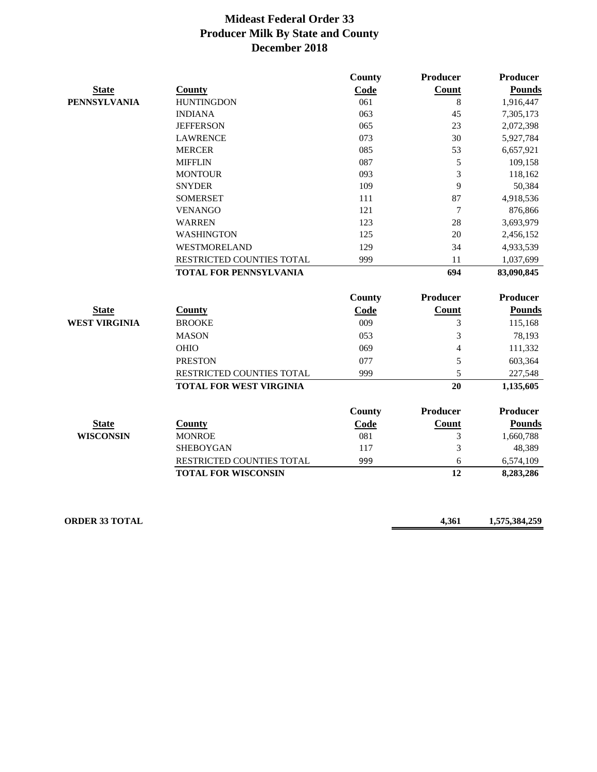# Mideast Federal Order 33
## Producer Milk By State and County
## December 2018

| State | County | County Code | Producer Count | Producer Pounds |
|---|---|---|---|---|
| PENNSYLVANIA | HUNTINGDON | 061 | 8 | 1,916,447 |
| | INDIANA | 063 | 45 | 7,305,173 |
| | JEFFERSON | 065 | 23 | 2,072,398 |
| | LAWRENCE | 073 | 30 | 5,927,784 |
| | MERCER | 085 | 53 | 6,657,921 |
| | MIFFLIN | 087 | 5 | 109,158 |
| | MONTOUR | 093 | 3 | 118,162 |
| | SNYDER | 109 | 9 | 50,384 |
| | SOMERSET | 111 | 87 | 4,918,536 |
| | VENANGO | 121 | 7 | 876,866 |
| | WARREN | 123 | 28 | 3,693,979 |
| | WASHINGTON | 125 | 20 | 2,456,152 |
| | WESTMORELAND | 129 | 34 | 4,933,539 |
| | RESTRICTED COUNTIES TOTAL | 999 | 11 | 1,037,699 |
| | **TOTAL FOR PENNSYLVANIA** | | **694** | **83,090,845** |

| State | County | County Code | Producer Count | Producer Pounds |
|---|---|---|---|---|
| WEST VIRGINIA | BROOKE | 009 | 3 | 115,168 |
| | MASON | 053 | 3 | 78,193 |
| | OHIO | 069 | 4 | 111,332 |
| | PRESTON | 077 | 5 | 603,364 |
| | RESTRICTED COUNTIES TOTAL | 999 | 5 | 227,548 |
| | **TOTAL FOR WEST VIRGINIA** | | **20** | **1,135,605** |

| State | County | County Code | Producer Count | Producer Pounds |
|---|---|---|---|---|
| WISCONSIN | MONROE | 081 | 3 | 1,660,788 |
| | SHEBOYGAN | 117 | 3 | 48,389 |
| | RESTRICTED COUNTIES TOTAL | 999 | 6 | 6,574,109 |
| | **TOTAL FOR WISCONSIN** | | **12** | **8,283,286** |

| | Producer Count | Producer Pounds |
|---|---|---|
| **ORDER 33 TOTAL** | **4,361** | **1,575,384,259** |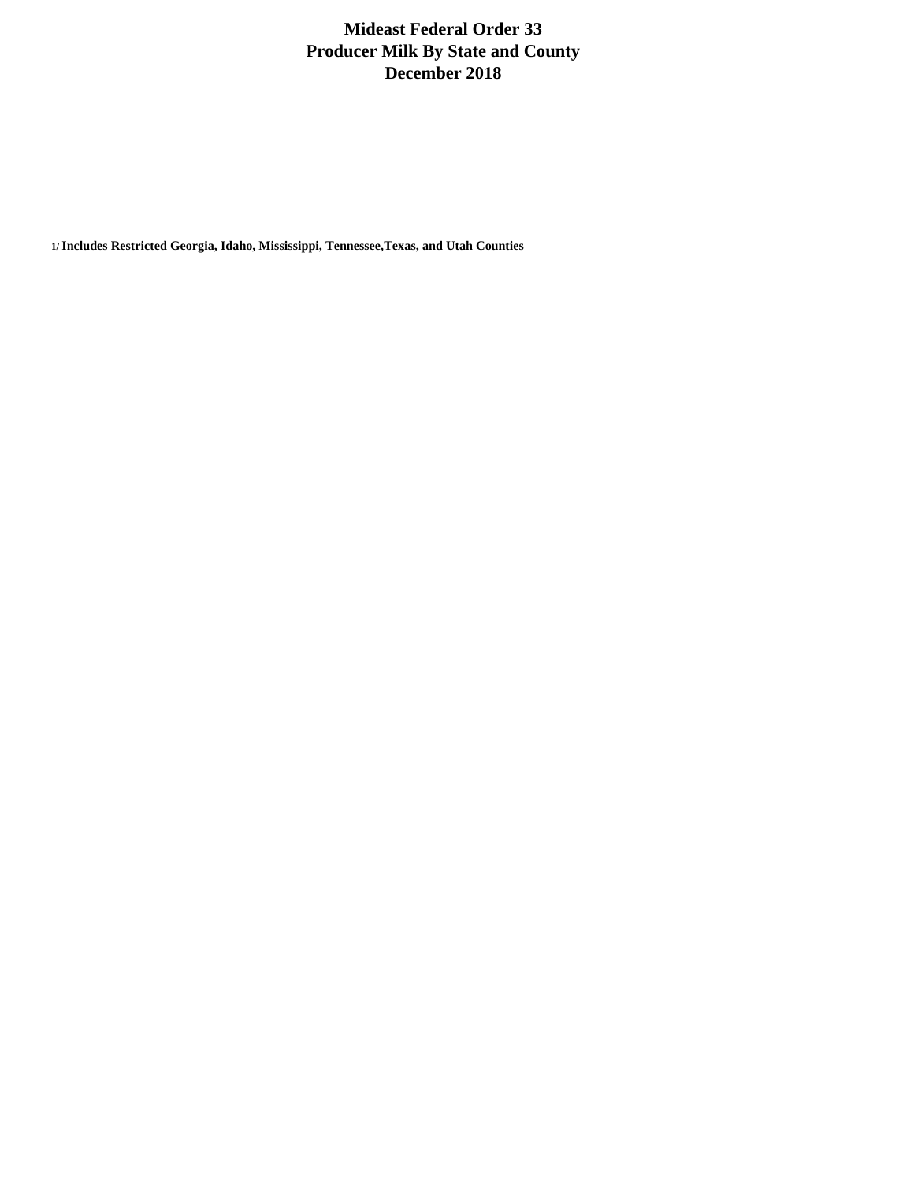# Mideast Federal Order 33
# Producer Milk By State and County
# December 2018

**1/ Includes Restricted Georgia, Idaho, Mississippi, Tennessee,Texas, and Utah Counties**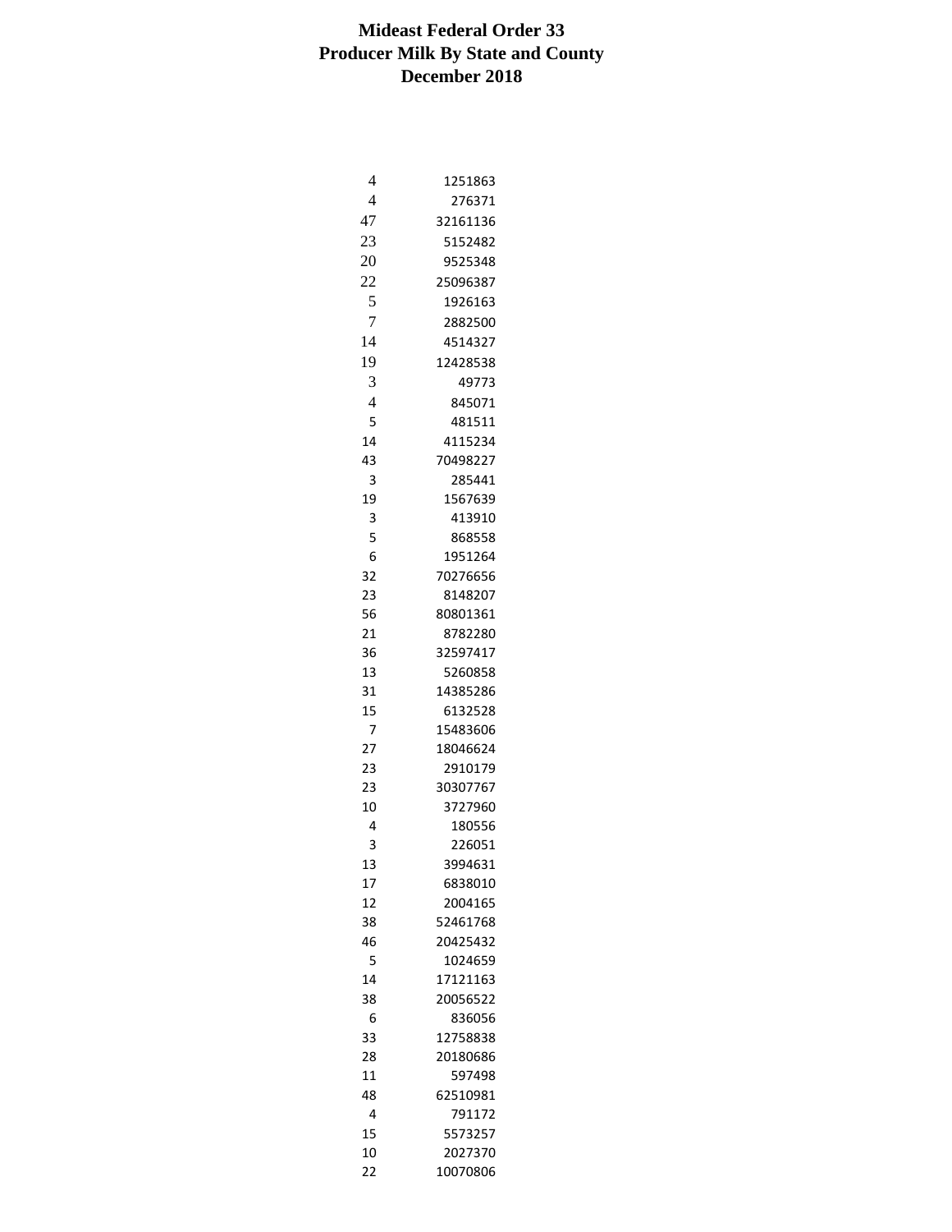# Mideast Federal Order 33
## Producer Milk By State and County
### December 2018

| | |
|---|---|
| 4 | 1251863 |
| 4 | 276371 |
| 47 | 32161136 |
| 23 | 5152482 |
| 20 | 9525348 |
| 22 | 25096387 |
| 5 | 1926163 |
| 7 | 2882500 |
| 14 | 4514327 |
| 19 | 12428538 |
| 3 | 49773 |
| 4 | 845071 |
| 5 | 481511 |
| 14 | 4115234 |
| 43 | 70498227 |
| 3 | 285441 |
| 19 | 1567639 |
| 3 | 413910 |
| 5 | 868558 |
| 6 | 1951264 |
| 32 | 70276656 |
| 23 | 8148207 |
| 56 | 80801361 |
| 21 | 8782280 |
| 36 | 32597417 |
| 13 | 5260858 |
| 31 | 14385286 |
| 15 | 6132528 |
| 7 | 15483606 |
| 27 | 18046624 |
| 23 | 2910179 |
| 23 | 30307767 |
| 10 | 3727960 |
| 4 | 180556 |
| 3 | 226051 |
| 13 | 3994631 |
| 17 | 6838010 |
| 12 | 2004165 |
| 38 | 52461768 |
| 46 | 20425432 |
| 5 | 1024659 |
| 14 | 17121163 |
| 38 | 20056522 |
| 6 | 836056 |
| 33 | 12758838 |
| 28 | 20180686 |
| 11 | 597498 |
| 48 | 62510981 |
| 4 | 791172 |
| 15 | 5573257 |
| 10 | 2027370 |
| 22 | 10070806 |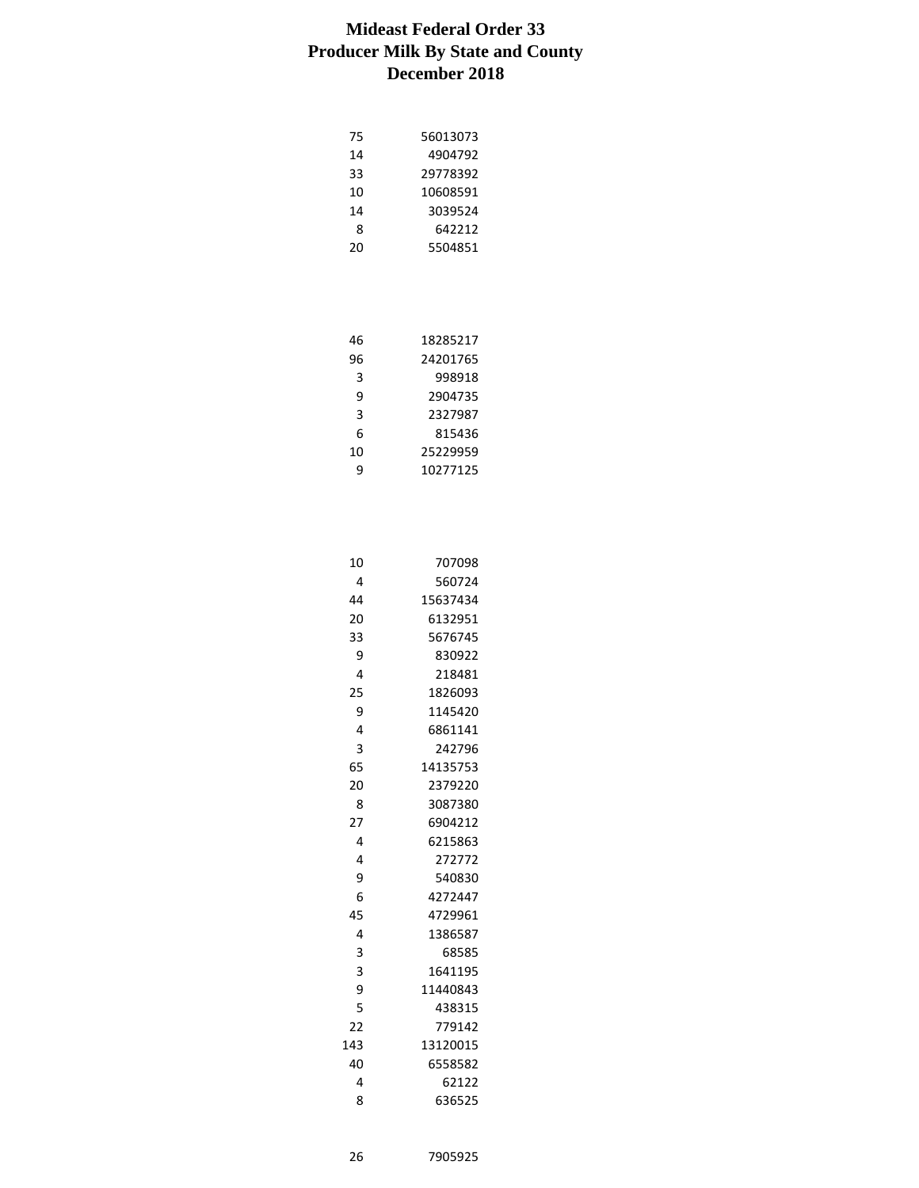# Mideast Federal Order 33
# Producer Milk By State and County
# December 2018

| | |
|---|---|
| 75 | 56013073 |
| 14 | 4904792 |
| 33 | 29778392 |
| 10 | 10608591 |
| 14 | 3039524 |
| 8 | 642212 |
| 20 | 5504851 |

| | |
|---|---|
| 46 | 18285217 |
| 96 | 24201765 |
| 3 | 998918 |
| 9 | 2904735 |
| 3 | 2327987 |
| 6 | 815436 |
| 10 | 25229959 |
| 9 | 10277125 |

| | |
|---|---|
| 10 | 707098 |
| 4 | 560724 |
| 44 | 15637434 |
| 20 | 6132951 |
| 33 | 5676745 |
| 9 | 830922 |
| 4 | 218481 |
| 25 | 1826093 |
| 9 | 1145420 |
| 4 | 6861141 |
| 3 | 242796 |
| 65 | 14135753 |
| 20 | 2379220 |
| 8 | 3087380 |
| 27 | 6904212 |
| 4 | 6215863 |
| 4 | 272772 |
| 9 | 540830 |
| 6 | 4272447 |
| 45 | 4729961 |
| 4 | 1386587 |
| 3 | 68585 |
| 3 | 1641195 |
| 9 | 11440843 |
| 5 | 438315 |
| 22 | 779142 |
| 143 | 13120015 |
| 40 | 6558582 |
| 4 | 62122 |
| 8 | 636525 |

| | |
|---|---|
| 26 | 7905925 |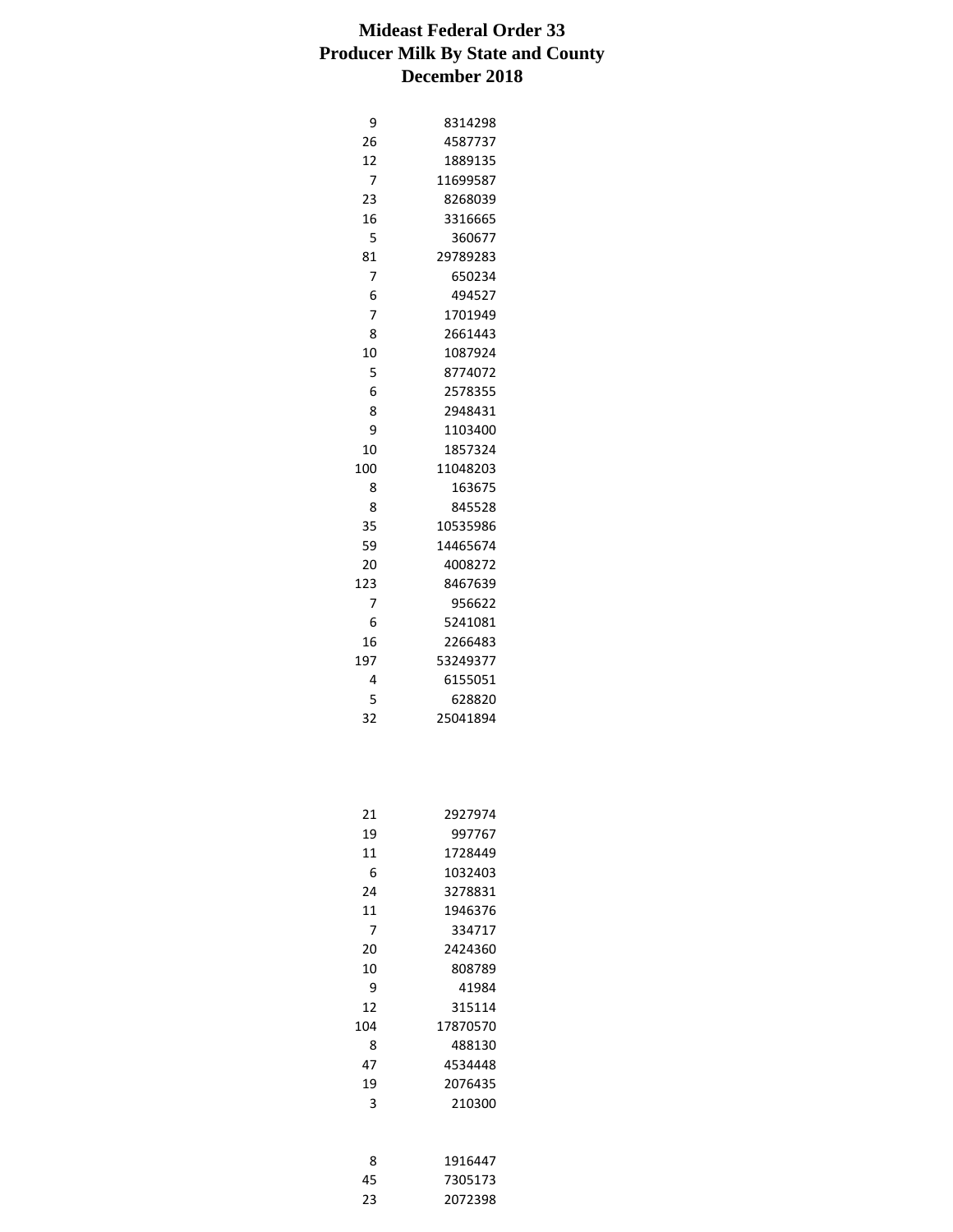# Mideast Federal Order 33
## Producer Milk By State and County
### December 2018

| | |
|---|---|
| 9 | 8314298 |
| 26 | 4587737 |
| 12 | 1889135 |
| 7 | 11699587 |
| 23 | 8268039 |
| 16 | 3316665 |
| 5 | 360677 |
| 81 | 29789283 |
| 7 | 650234 |
| 6 | 494527 |
| 7 | 1701949 |
| 8 | 2661443 |
| 10 | 1087924 |
| 5 | 8774072 |
| 6 | 2578355 |
| 8 | 2948431 |
| 9 | 1103400 |
| 10 | 1857324 |
| 100 | 11048203 |
| 8 | 163675 |
| 8 | 845528 |
| 35 | 10535986 |
| 59 | 14465674 |
| 20 | 4008272 |
| 123 | 8467639 |
| 7 | 956622 |
| 6 | 5241081 |
| 16 | 2266483 |
| 197 | 53249377 |
| 4 | 6155051 |
| 5 | 628820 |
| 32 | 25041894 |

| | |
|---|---|
| 21 | 2927974 |
| 19 | 997767 |
| 11 | 1728449 |
| 6 | 1032403 |
| 24 | 3278831 |
| 11 | 1946376 |
| 7 | 334717 |
| 20 | 2424360 |
| 10 | 808789 |
| 9 | 41984 |
| 12 | 315114 |
| 104 | 17870570 |
| 8 | 488130 |
| 47 | 4534448 |
| 19 | 2076435 |
| 3 | 210300 |

| | |
|---|---|
| 8 | 1916447 |
| 45 | 7305173 |
| 23 | 2072398 |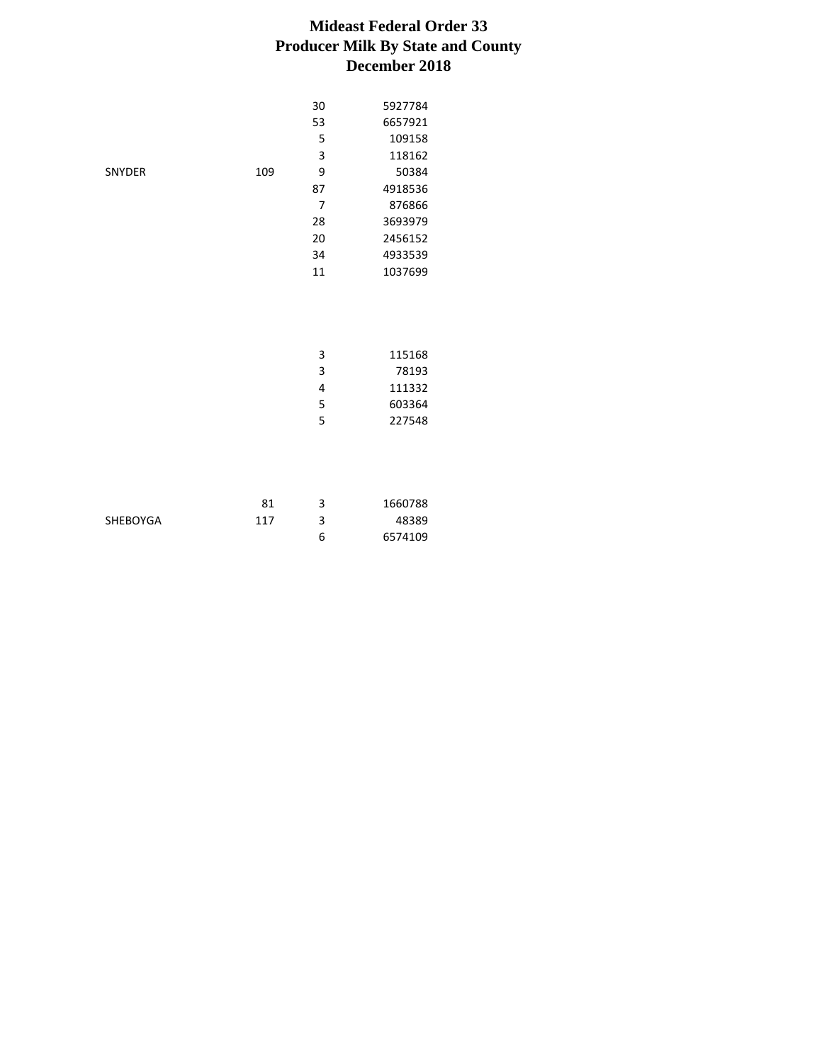# Mideast Federal Order 33
## Producer Milk By State and County
## December 2018

| | | | |
|---|---|---|---|
| | | 30 | 5927784 |
| | | 53 | 6657921 |
| | | 5 | 109158 |
| | | 3 | 118162 |
| SNYDER | 109 | 9 | 50384 |
| | | 87 | 4918536 |
| | | 7 | 876866 |
| | | 28 | 3693979 |
| | | 20 | 2456152 |
| | | 34 | 4933539 |
| | | 11 | 1037699 |
| | | | |
| | | 3 | 115168 |
| | | 3 | 78193 |
| | | 4 | 111332 |
| | | 5 | 603364 |
| | | 5 | 227548 |
| | | | |
| | 81 | 3 | 1660788 |
| SHEBOYGA | 117 | 3 | 48389 |
| | | 6 | 6574109 |